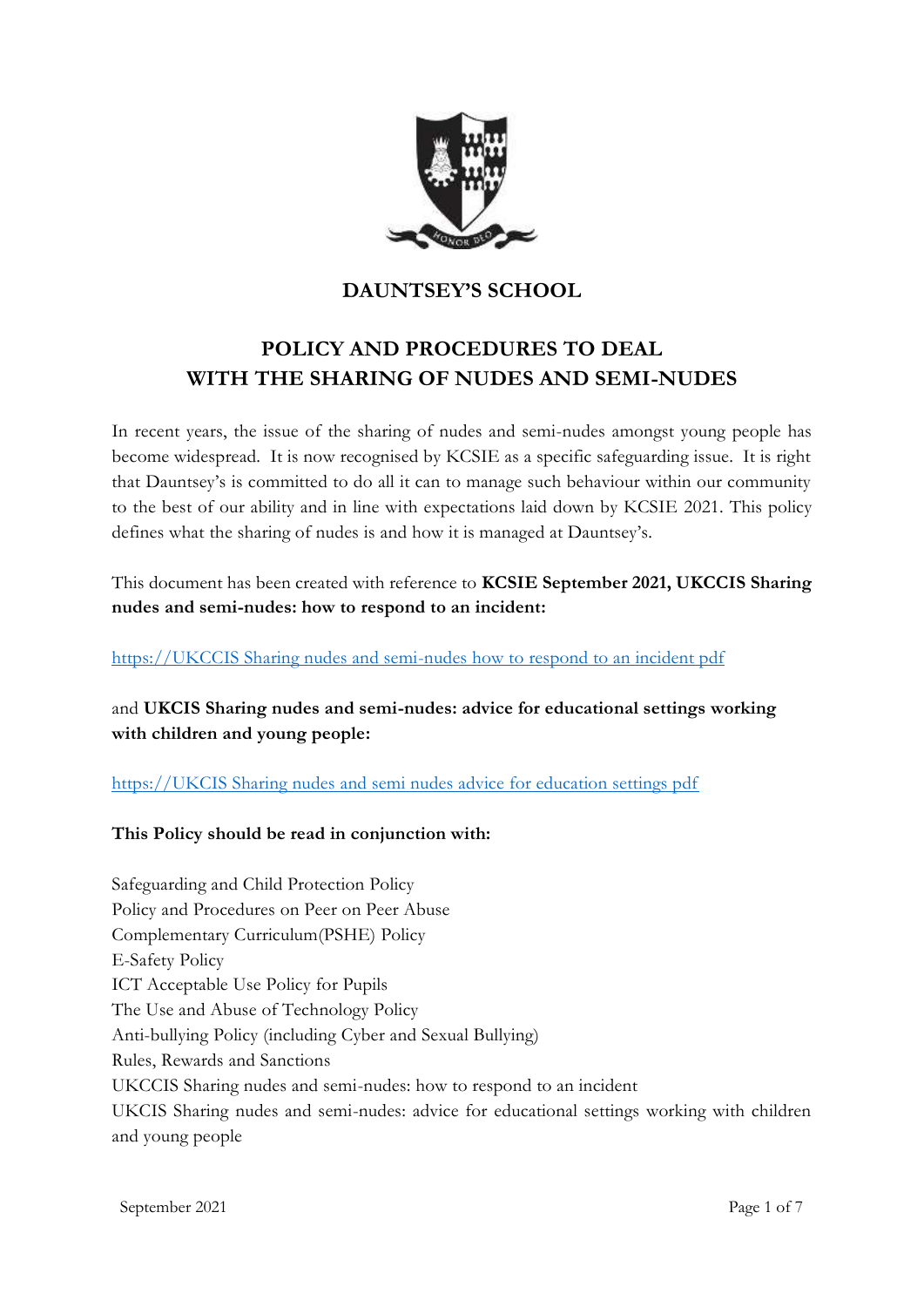# DAUNTSEY'S SCHOOL

## POLICY AND PROCEDURES TO DEAL WITH THE SHARING OF NUDES AND SEMI-NUDES

In recent years, the issue of the sharing of nudes and semi-nudes amongst young people has become widespread. It is now recognised by KCSIE as a specific safeguarding issue. It is right that Dauntsey's is committed to do all it can to manage such behaviour within our community to the best of our ability and in line with expectations laid down by KCSIE 2021. This policy defines what the sharing of nudes is and how it is managed at Dauntsey's.

This document has been created with reference to **KCSIE September 2021, UKCCIS Sharing nudes and semi-nudes: how to respond to an incident:**

https://UKCCIS Sharing nudes and semi-nudes how to respond to an incident pdf

and **UKCIS Sharing nudes and semi-nudes: advice for educational settings working with children and young people:**

https://UKCIS Sharing nudes and semi nudes advice for education settings pdf

**This Policy should be read in conjunction with:**

Safeguarding and Child Protection Policy
Policy and Procedures on Peer on Peer Abuse
Complementary Curriculum(PSHE) Policy
E-Safety Policy
ICT Acceptable Use Policy for Pupils
The Use and Abuse of Technology Policy
Anti-bullying Policy (including Cyber and Sexual Bullying)
Rules, Rewards and Sanctions
UKCCIS Sharing nudes and semi-nudes: how to respond to an incident
UKCIS Sharing nudes and semi-nudes: advice for educational settings working with children and young people

September 2021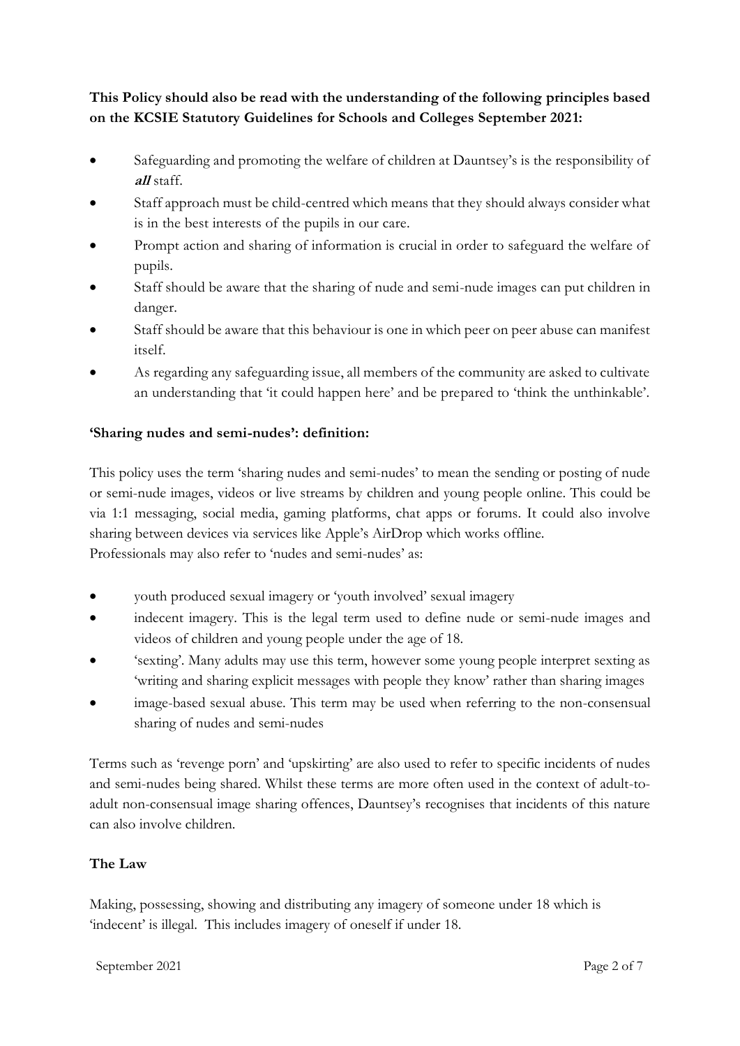**This Policy should also be read with the understanding of the following principles based on the KCSIE Statutory Guidelines for Schools and Colleges September 2021:**

- Safeguarding and promoting the welfare of children at Dauntsey's is the responsibility of ***all*** staff.
- Staff approach must be child-centred which means that they should always consider what is in the best interests of the pupils in our care.
- Prompt action and sharing of information is crucial in order to safeguard the welfare of pupils.
- Staff should be aware that the sharing of nude and semi-nude images can put children in danger.
- Staff should be aware that this behaviour is one in which peer on peer abuse can manifest itself.
- As regarding any safeguarding issue, all members of the community are asked to cultivate an understanding that 'it could happen here' and be prepared to 'think the unthinkable'.

**'Sharing nudes and semi-nudes': definition:**

This policy uses the term 'sharing nudes and semi-nudes' to mean the sending or posting of nude or semi-nude images, videos or live streams by children and young people online. This could be via 1:1 messaging, social media, gaming platforms, chat apps or forums. It could also involve sharing between devices via services like Apple's AirDrop which works offline.
Professionals may also refer to 'nudes and semi-nudes' as:

- youth produced sexual imagery or 'youth involved' sexual imagery
- indecent imagery. This is the legal term used to define nude or semi-nude images and videos of children and young people under the age of 18.
- 'sexting'. Many adults may use this term, however some young people interpret sexting as 'writing and sharing explicit messages with people they know' rather than sharing images
- image-based sexual abuse. This term may be used when referring to the non-consensual sharing of nudes and semi-nudes

Terms such as 'revenge porn' and 'upskirting' are also used to refer to specific incidents of nudes and semi-nudes being shared. Whilst these terms are more often used in the context of adult-to-adult non-consensual image sharing offences, Dauntsey's recognises that incidents of this nature can also involve children.

**The Law**

Making, possessing, showing and distributing any imagery of someone under 18 which is 'indecent' is illegal. This includes imagery of oneself if under 18.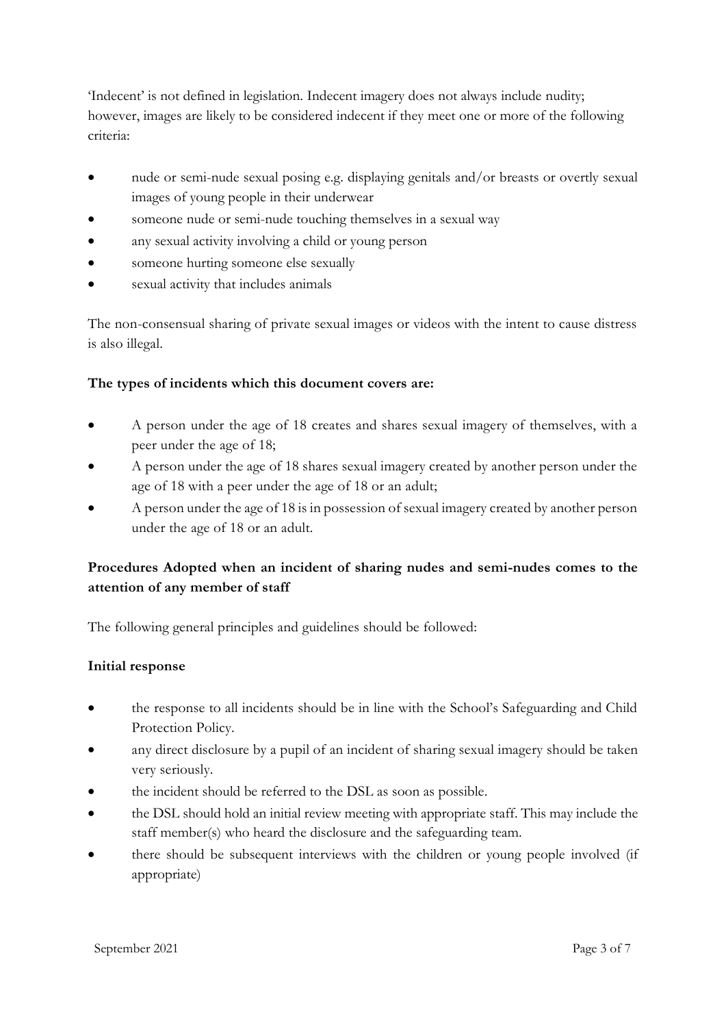'Indecent' is not defined in legislation. Indecent imagery does not always include nudity; however, images are likely to be considered indecent if they meet one or more of the following criteria:

- nude or semi-nude sexual posing e.g. displaying genitals and/or breasts or overtly sexual images of young people in their underwear
- someone nude or semi-nude touching themselves in a sexual way
- any sexual activity involving a child or young person
- someone hurting someone else sexually
- sexual activity that includes animals

The non-consensual sharing of private sexual images or videos with the intent to cause distress is also illegal.

**The types of incidents which this document covers are:**

- A person under the age of 18 creates and shares sexual imagery of themselves, with a peer under the age of 18;
- A person under the age of 18 shares sexual imagery created by another person under the age of 18 with a peer under the age of 18 or an adult;
- A person under the age of 18 is in possession of sexual imagery created by another person under the age of 18 or an adult.

**Procedures Adopted when an incident of sharing nudes and semi-nudes comes to the attention of any member of staff**

The following general principles and guidelines should be followed:

**Initial response**

- the response to all incidents should be in line with the School's Safeguarding and Child Protection Policy.
- any direct disclosure by a pupil of an incident of sharing sexual imagery should be taken very seriously.
- the incident should be referred to the DSL as soon as possible.
- the DSL should hold an initial review meeting with appropriate staff. This may include the staff member(s) who heard the disclosure and the safeguarding team.
- there should be subsequent interviews with the children or young people involved (if appropriate)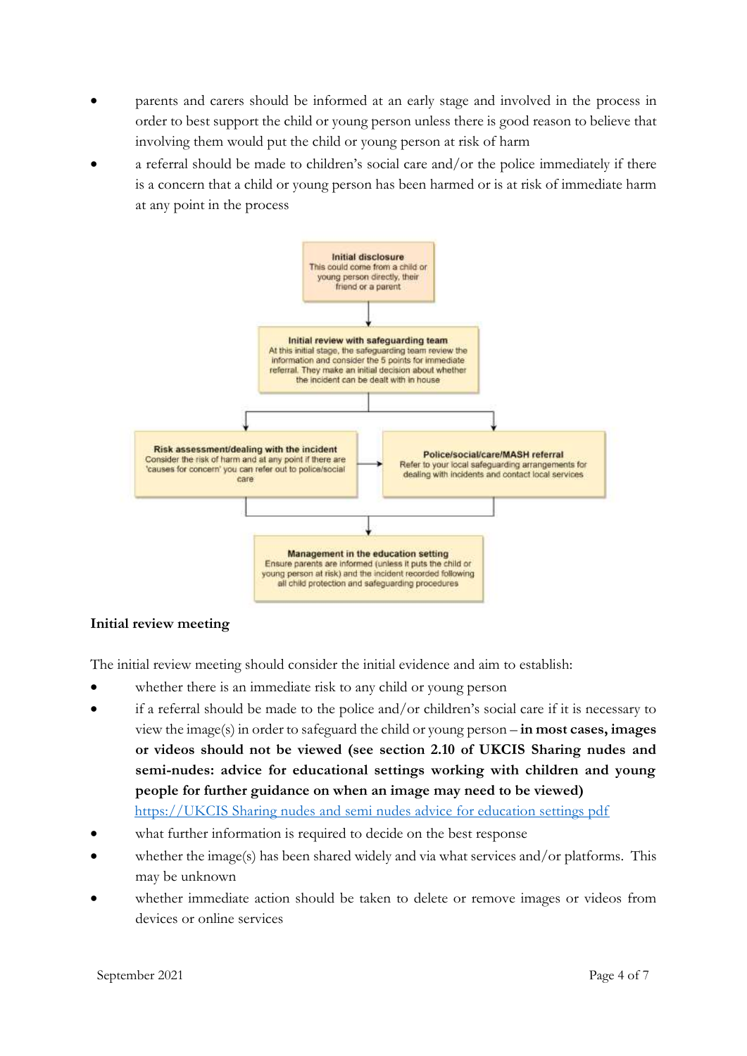- parents and carers should be informed at an early stage and involved in the process in order to best support the child or young person unless there is good reason to believe that involving them would put the child or young person at risk of harm
- a referral should be made to children's social care and/or the police immediately if there is a concern that a child or young person has been harmed or is at risk of immediate harm at any point in the process

**Initial disclosure**
This could come from a child or young person directly, their friend or a parent

**Initial review with safeguarding team**
At this initial stage, the safeguarding team review the information and consider the 5 points for immediate referral. They make an initial decision about whether the incident can be dealt with in house

**Risk assessment/dealing with the incident**
Consider the risk of harm and at any point if there are 'causes for concern' you can refer out to police/social care

**Police/social/care/MASH referral**
Refer to your local safeguarding arrangements for dealing with incidents and contact local services

**Management in the education setting**
Ensure parents are informed (unless it puts the child or young person at risk) and the incident recorded following all child protection and safeguarding procedures

**Initial review meeting**

The initial review meeting should consider the initial evidence and aim to establish:

- whether there is an immediate risk to any child or young person
- if a referral should be made to the police and/or children's social care if it is necessary to view the image(s) in order to safeguard the child or young person – **in most cases, images or videos should not be viewed (see section 2.10 of UKCIS Sharing nudes and semi-nudes: advice for educational settings working with children and young people for further guidance on when an image may need to be viewed)** [https://UKCIS Sharing nudes and semi nudes advice for education settings pdf](https://UKCIS Sharing nudes and semi nudes advice for education settings pdf)
- what further information is required to decide on the best response
- whether the image(s) has been shared widely and via what services and/or platforms. This may be unknown
- whether immediate action should be taken to delete or remove images or videos from devices or online services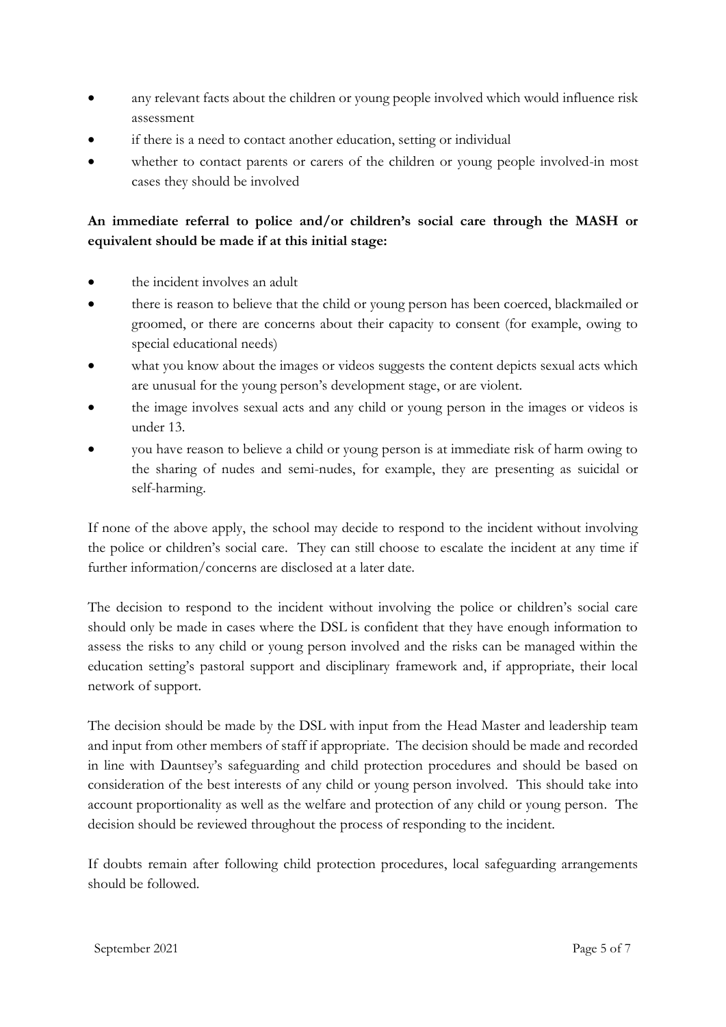- any relevant facts about the children or young people involved which would influence risk assessment
- if there is a need to contact another education, setting or individual
- whether to contact parents or carers of the children or young people involved-in most cases they should be involved

**An immediate referral to police and/or children's social care through the MASH or equivalent should be made if at this initial stage:**

- the incident involves an adult
- there is reason to believe that the child or young person has been coerced, blackmailed or groomed, or there are concerns about their capacity to consent (for example, owing to special educational needs)
- what you know about the images or videos suggests the content depicts sexual acts which are unusual for the young person's development stage, or are violent.
- the image involves sexual acts and any child or young person in the images or videos is under 13.
- you have reason to believe a child or young person is at immediate risk of harm owing to the sharing of nudes and semi-nudes, for example, they are presenting as suicidal or self-harming.

If none of the above apply, the school may decide to respond to the incident without involving the police or children's social care. They can still choose to escalate the incident at any time if further information/concerns are disclosed at a later date.

The decision to respond to the incident without involving the police or children's social care should only be made in cases where the DSL is confident that they have enough information to assess the risks to any child or young person involved and the risks can be managed within the education setting's pastoral support and disciplinary framework and, if appropriate, their local network of support.

The decision should be made by the DSL with input from the Head Master and leadership team and input from other members of staff if appropriate. The decision should be made and recorded in line with Dauntsey's safeguarding and child protection procedures and should be based on consideration of the best interests of any child or young person involved. This should take into account proportionality as well as the welfare and protection of any child or young person. The decision should be reviewed throughout the process of responding to the incident.

If doubts remain after following child protection procedures, local safeguarding arrangements should be followed.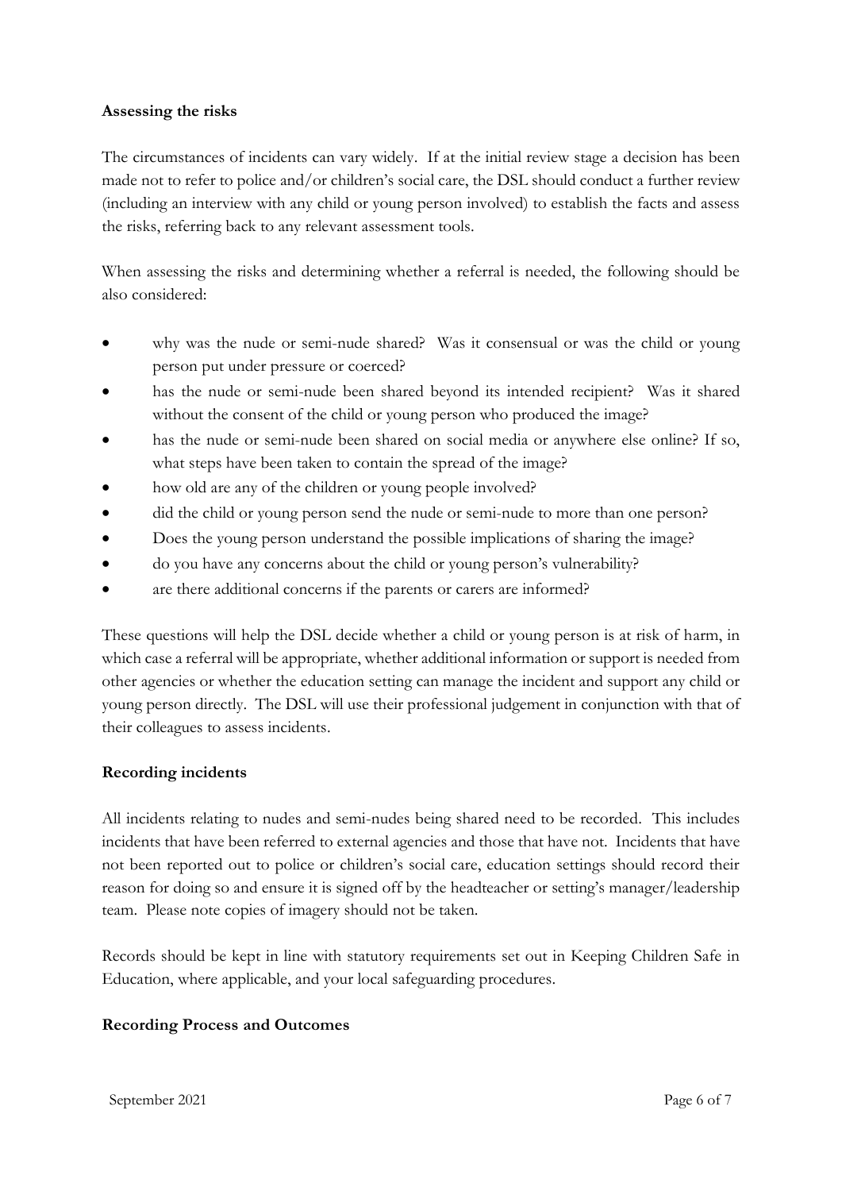**Assessing the risks**

The circumstances of incidents can vary widely. If at the initial review stage a decision has been made not to refer to police and/or children's social care, the DSL should conduct a further review (including an interview with any child or young person involved) to establish the facts and assess the risks, referring back to any relevant assessment tools.

When assessing the risks and determining whether a referral is needed, the following should be also considered:

- why was the nude or semi-nude shared? Was it consensual or was the child or young person put under pressure or coerced?
- has the nude or semi-nude been shared beyond its intended recipient? Was it shared without the consent of the child or young person who produced the image?
- has the nude or semi-nude been shared on social media or anywhere else online? If so, what steps have been taken to contain the spread of the image?
- how old are any of the children or young people involved?
- did the child or young person send the nude or semi-nude to more than one person?
- Does the young person understand the possible implications of sharing the image?
- do you have any concerns about the child or young person's vulnerability?
- are there additional concerns if the parents or carers are informed?

These questions will help the DSL decide whether a child or young person is at risk of harm, in which case a referral will be appropriate, whether additional information or support is needed from other agencies or whether the education setting can manage the incident and support any child or young person directly. The DSL will use their professional judgement in conjunction with that of their colleagues to assess incidents.

**Recording incidents**

All incidents relating to nudes and semi-nudes being shared need to be recorded. This includes incidents that have been referred to external agencies and those that have not. Incidents that have not been reported out to police or children's social care, education settings should record their reason for doing so and ensure it is signed off by the headteacher or setting's manager/leadership team. Please note copies of imagery should not be taken.

Records should be kept in line with statutory requirements set out in Keeping Children Safe in Education, where applicable, and your local safeguarding procedures.

**Recording Process and Outcomes**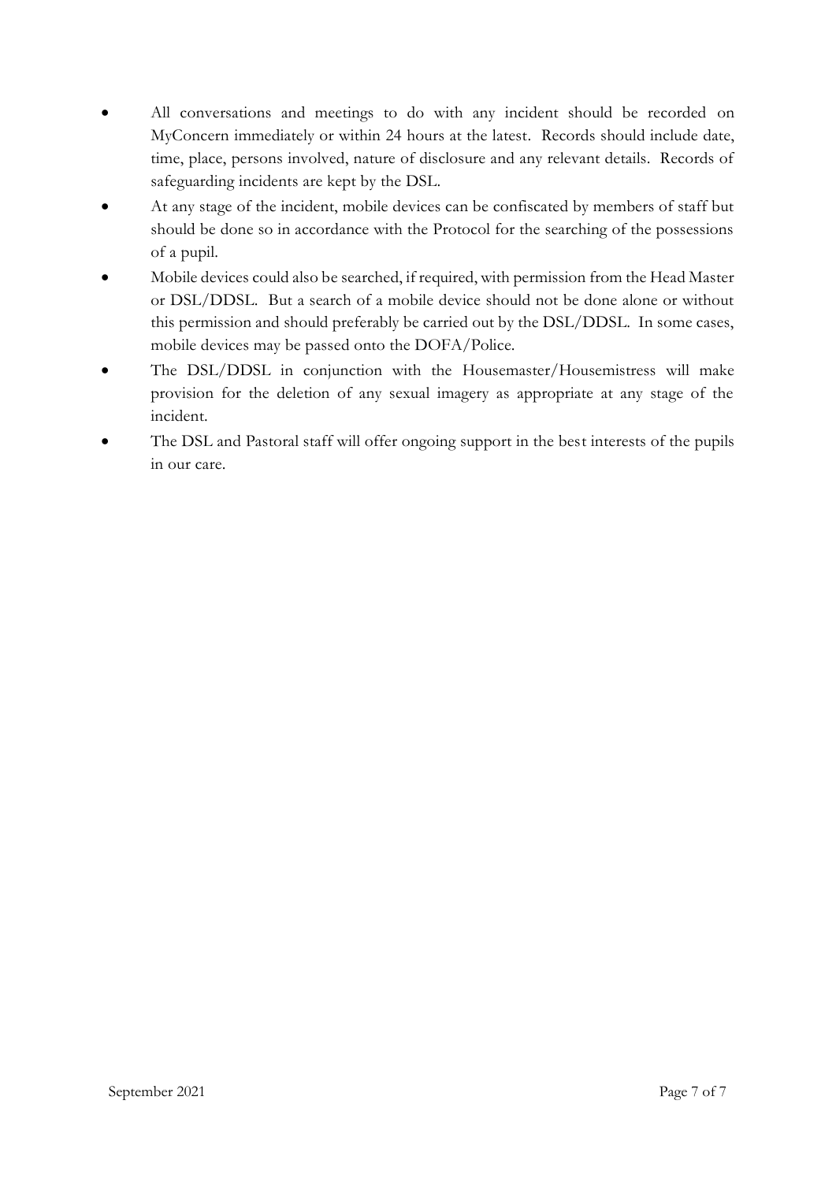- All conversations and meetings to do with any incident should be recorded on MyConcern immediately or within 24 hours at the latest. Records should include date, time, place, persons involved, nature of disclosure and any relevant details. Records of safeguarding incidents are kept by the DSL.
- At any stage of the incident, mobile devices can be confiscated by members of staff but should be done so in accordance with the Protocol for the searching of the possessions of a pupil.
- Mobile devices could also be searched, if required, with permission from the Head Master or DSL/DDSL. But a search of a mobile device should not be done alone or without this permission and should preferably be carried out by the DSL/DDSL. In some cases, mobile devices may be passed onto the DOFA/Police.
- The DSL/DDSL in conjunction with the Housemaster/Housemistress will make provision for the deletion of any sexual imagery as appropriate at any stage of the incident.
- The DSL and Pastoral staff will offer ongoing support in the best interests of the pupils in our care.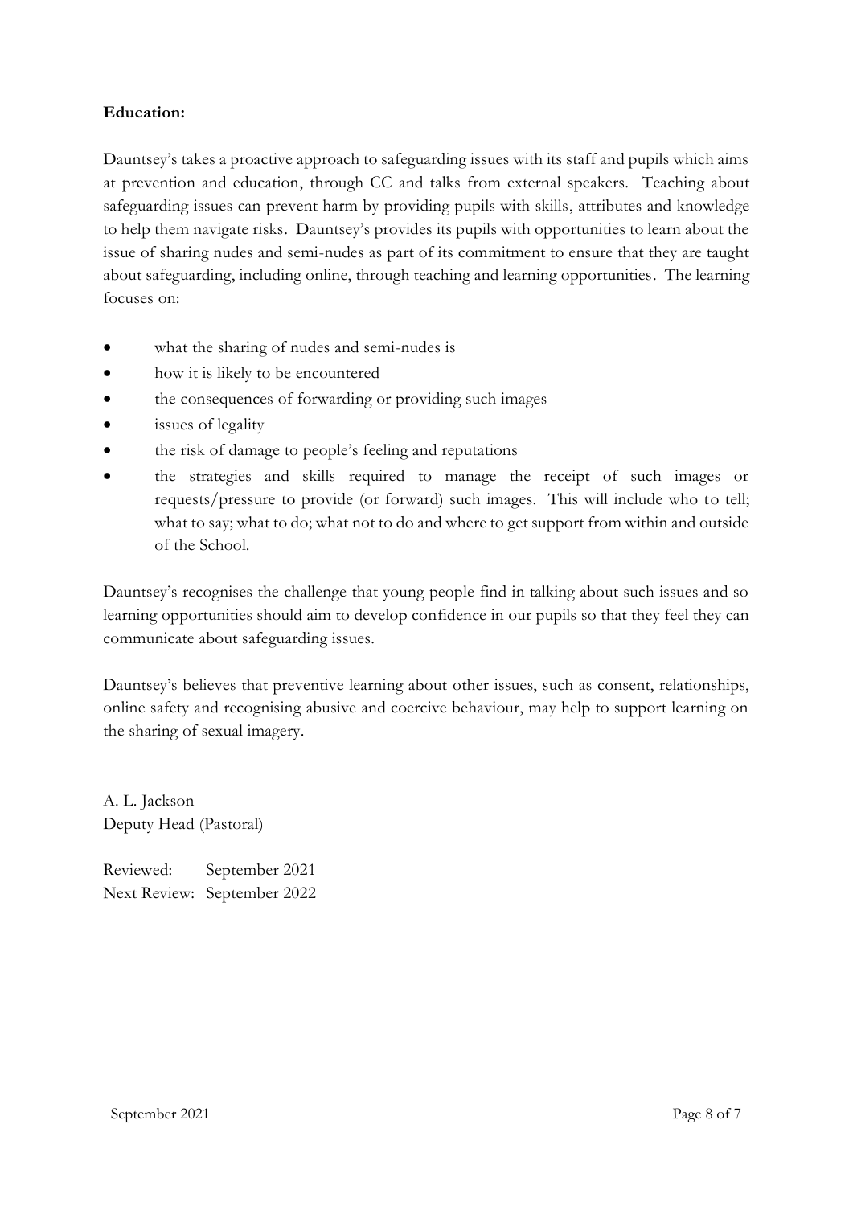**Education:**

Dauntsey's takes a proactive approach to safeguarding issues with its staff and pupils which aims at prevention and education, through CC and talks from external speakers. Teaching about safeguarding issues can prevent harm by providing pupils with skills, attributes and knowledge to help them navigate risks. Dauntsey's provides its pupils with opportunities to learn about the issue of sharing nudes and semi-nudes as part of its commitment to ensure that they are taught about safeguarding, including online, through teaching and learning opportunities. The learning focuses on:

- what the sharing of nudes and semi-nudes is
- how it is likely to be encountered
- the consequences of forwarding or providing such images
- issues of legality
- the risk of damage to people's feeling and reputations
- the strategies and skills required to manage the receipt of such images or requests/pressure to provide (or forward) such images. This will include who to tell; what to say; what to do; what not to do and where to get support from within and outside of the School.

Dauntsey's recognises the challenge that young people find in talking about such issues and so learning opportunities should aim to develop confidence in our pupils so that they feel they can communicate about safeguarding issues.

Dauntsey's believes that preventive learning about other issues, such as consent, relationships, online safety and recognising abusive and coercive behaviour, may help to support learning on the sharing of sexual imagery.

A. L. Jackson
Deputy Head (Pastoral)

Reviewed: September 2021
Next Review: September 2022